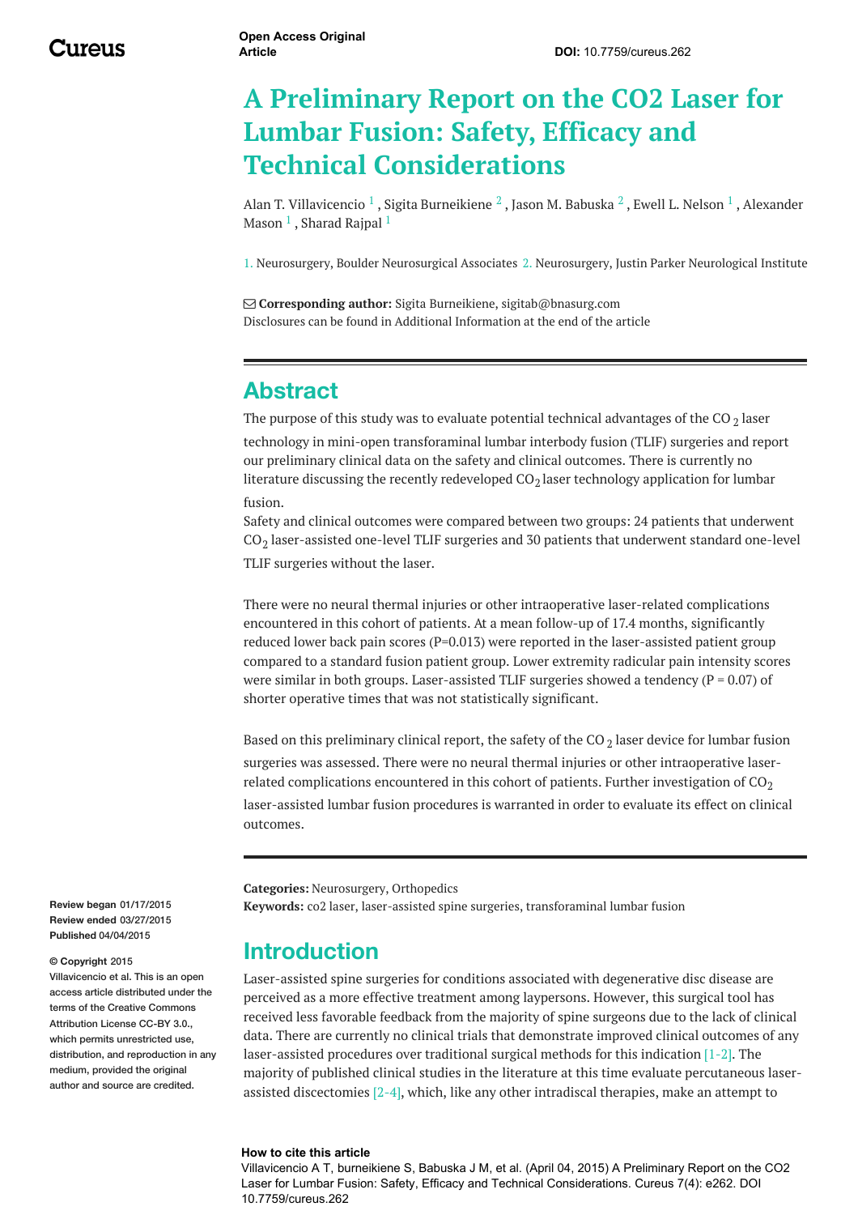Open Access Original Article

DOI: 10.7759/cureus.262

# A Preliminary Report on the CO2 Laser for Lumbar Fusion: Safety, Efficacy and Technical Considerations

Alan T. Villavicencio [1] , Sigita Burneikiene [2] , Jason M. Babuska [2] , Ewell L. Nelson [1] , Alexander Mason [1] , Sharad Rajpal [1]

1. Neurosurgery, Boulder Neurosurgical Associates 2. Neurosurgery, Justin Parker Neurological Institute

**Corresponding author:** Sigita Burneikiene, sigitab@bnasurg.com
Disclosures can be found in Additional Information at the end of the article

## Abstract

The purpose of this study was to evaluate potential technical advantages of the $CO_2$ laser technology in mini-open transforaminal lumbar interbody fusion (TLIF) surgeries and report our preliminary clinical data on the safety and clinical outcomes. There is currently no literature discussing the recently redeveloped $CO_2$ laser technology application for lumbar fusion.

Safety and clinical outcomes were compared between two groups: 24 patients that underwent $CO_2$ laser-assisted one-level TLIF surgeries and 30 patients that underwent standard one-level TLIF surgeries without the laser.

There were no neural thermal injuries or other intraoperative laser-related complications encountered in this cohort of patients. At a mean follow-up of 17.4 months, significantly reduced lower back pain scores (P=0.013) were reported in the laser-assisted patient group compared to a standard fusion patient group. Lower extremity radicular pain intensity scores were similar in both groups. Laser-assisted TLIF surgeries showed a tendency (P = 0.07) of shorter operative times that was not statistically significant.

Based on this preliminary clinical report, the safety of the $CO_2$ laser device for lumbar fusion surgeries was assessed. There were no neural thermal injuries or other intraoperative laser-related complications encountered in this cohort of patients. Further investigation of $CO_2$ laser-assisted lumbar fusion procedures is warranted in order to evaluate its effect on clinical outcomes.

**Categories:** Neurosurgery, Orthopedics
**Keywords:** co2 laser, laser-assisted spine surgeries, transforaminal lumbar fusion

**Review began** 01/17/2015
**Review ended** 03/27/2015
**Published** 04/04/2015

**© Copyright** 2015
Villavicencio et al. This is an open access article distributed under the terms of the Creative Commons Attribution License CC-BY 3.0., which permits unrestricted use, distribution, and reproduction in any medium, provided the original author and source are credited.

## Introduction

Laser-assisted spine surgeries for conditions associated with degenerative disc disease are perceived as a more effective treatment among laypersons. However, this surgical tool has received less favorable feedback from the majority of spine surgeons due to the lack of clinical data. There are currently no clinical trials that demonstrate improved clinical outcomes of any laser-assisted procedures over traditional surgical methods for this indication [1-2]. The majority of published clinical studies in the literature at this time evaluate percutaneous laser-assisted discectomies [2-4], which, like any other intradiscal therapies, make an attempt to

**How to cite this article**
Villavicencio A T, burneikiene S, Babuska J M, et al. (April 04, 2015) A Preliminary Report on the CO2 Laser for Lumbar Fusion: Safety, Efficacy and Technical Considerations. Cureus 7(4): e262. DOI 10.7759/cureus.262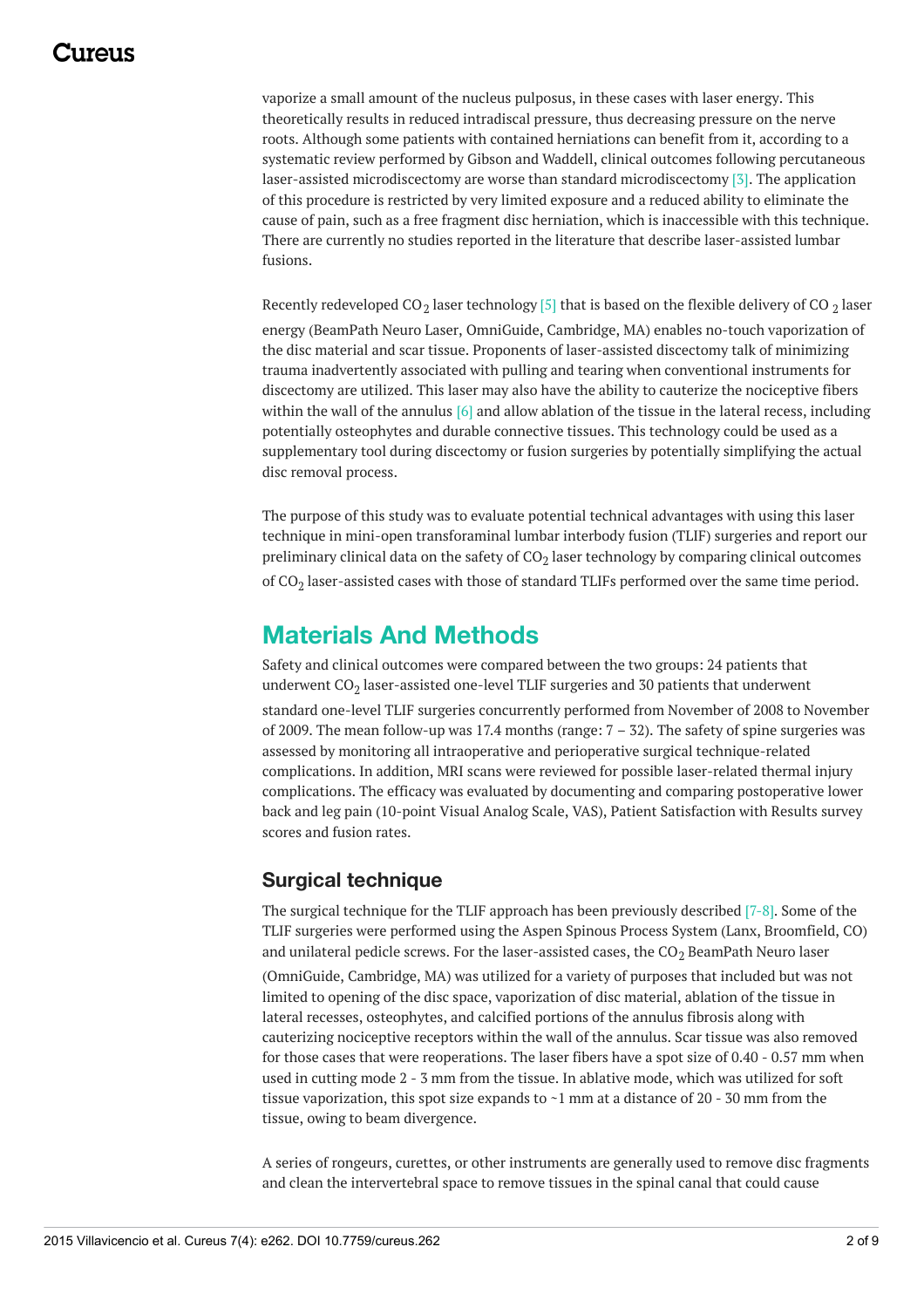vaporize a small amount of the nucleus pulposus, in these cases with laser energy. This theoretically results in reduced intradiscal pressure, thus decreasing pressure on the nerve roots. Although some patients with contained herniations can benefit from it, according to a systematic review performed by Gibson and Waddell, clinical outcomes following percutaneous laser-assisted microdiscectomy are worse than standard microdiscectomy [3]. The application of this procedure is restricted by very limited exposure and a reduced ability to eliminate the cause of pain, such as a free fragment disc herniation, which is inaccessible with this technique. There are currently no studies reported in the literature that describe laser-assisted lumbar fusions.

Recently redeveloped $CO_2$ laser technology [5] that is based on the flexible delivery of $CO_2$ laser energy (BeamPath Neuro Laser, OmniGuide, Cambridge, MA) enables no-touch vaporization of the disc material and scar tissue. Proponents of laser-assisted discectomy talk of minimizing trauma inadvertently associated with pulling and tearing when conventional instruments for discectomy are utilized. This laser may also have the ability to cauterize the nociceptive fibers within the wall of the annulus [6] and allow ablation of the tissue in the lateral recess, including potentially osteophytes and durable connective tissues. This technology could be used as a supplementary tool during discectomy or fusion surgeries by potentially simplifying the actual disc removal process.

The purpose of this study was to evaluate potential technical advantages with using this laser technique in mini-open transforaminal lumbar interbody fusion (TLIF) surgeries and report our preliminary clinical data on the safety of $CO_2$ laser technology by comparing clinical outcomes of $CO_2$ laser-assisted cases with those of standard TLIFs performed over the same time period.

## Materials And Methods

Safety and clinical outcomes were compared between the two groups: 24 patients that underwent $CO_2$ laser-assisted one-level TLIF surgeries and 30 patients that underwent standard one-level TLIF surgeries concurrently performed from November of 2008 to November of 2009. The mean follow-up was 17.4 months (range: 7 – 32). The safety of spine surgeries was assessed by monitoring all intraoperative and perioperative surgical technique-related complications. In addition, MRI scans were reviewed for possible laser-related thermal injury complications. The efficacy was evaluated by documenting and comparing postoperative lower back and leg pain (10-point Visual Analog Scale, VAS), Patient Satisfaction with Results survey scores and fusion rates.

### Surgical technique

The surgical technique for the TLIF approach has been previously described [7-8]. Some of the TLIF surgeries were performed using the Aspen Spinous Process System (Lanx, Broomfield, CO) and unilateral pedicle screws. For the laser-assisted cases, the $CO_2$ BeamPath Neuro laser (OmniGuide, Cambridge, MA) was utilized for a variety of purposes that included but was not limited to opening of the disc space, vaporization of disc material, ablation of the tissue in lateral recesses, osteophytes, and calcified portions of the annulus fibrosis along with cauterizing nociceptive receptors within the wall of the annulus. Scar tissue was also removed for those cases that were reoperations. The laser fibers have a spot size of 0.40 - 0.57 mm when used in cutting mode 2 - 3 mm from the tissue. In ablative mode, which was utilized for soft tissue vaporization, this spot size expands to ~1 mm at a distance of 20 - 30 mm from the tissue, owing to beam divergence.

A series of rongeurs, curettes, or other instruments are generally used to remove disc fragments and clean the intervertebral space to remove tissues in the spinal canal that could cause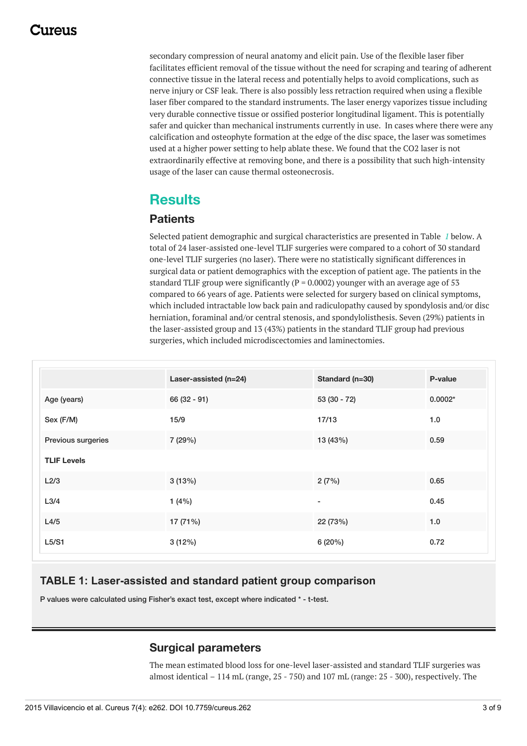secondary compression of neural anatomy and elicit pain. Use of the flexible laser fiber facilitates efficient removal of the tissue without the need for scraping and tearing of adherent connective tissue in the lateral recess and potentially helps to avoid complications, such as nerve injury or CSF leak. There is also possibly less retraction required when using a flexible laser fiber compared to the standard instruments. The laser energy vaporizes tissue including very durable connective tissue or ossified posterior longitudinal ligament. This is potentially safer and quicker than mechanical instruments currently in use. In cases where there were any calcification and osteophyte formation at the edge of the disc space, the laser was sometimes used at a higher power setting to help ablate these. We found that the $CO_2$ laser is not extraordinarily effective at removing bone, and there is a possibility that such high-intensity usage of the laser can cause thermal osteonecrosis.

## Results

### Patients

Selected patient demographic and surgical characteristics are presented in Table *1* below. A total of 24 laser-assisted one-level TLIF surgeries were compared to a cohort of 30 standard one-level TLIF surgeries (no laser). There were no statistically significant differences in surgical data or patient demographics with the exception of patient age. The patients in the standard TLIF group were significantly ($P = 0.0002$) younger with an average age of 53 compared to 66 years of age. Patients were selected for surgery based on clinical symptoms, which included intractable low back pain and radiculopathy caused by spondylosis and/or disc herniation, foraminal and/or central stenosis, and spondylolisthesis. Seven (29%) patients in the laser-assisted group and 13 (43%) patients in the standard TLIF group had previous surgeries, which included microdiscectomies and laminectomies.

| | Laser-assisted (n=24) | Standard (n=30) | P-value |
|---|---|---|---|
| Age (years) | 66 (32 - 91) | 53 (30 - 72) | 0.0002* |
| Sex (F/M) | 15/9 | 17/13 | 1.0 |
| Previous surgeries | 7 (29%) | 13 (43%) | 0.59 |
| **TLIF Levels** | | | |
| L2/3 | 3 (13%) | 2 (7%) | 0.65 |
| L3/4 | 1 (4%) | - | 0.45 |
| L4/5 | 17 (71%) | 22 (73%) | 1.0 |
| L5/S1 | 3 (12%) | 6 (20%) | 0.72 |

**TABLE 1: Laser-assisted and standard patient group comparison**

P values were calculated using Fisher's exact test, except where indicated * - t-test.

### Surgical parameters

The mean estimated blood loss for one-level laser-assisted and standard TLIF surgeries was almost identical – 114 mL (range, 25 - 750) and 107 mL (range: 25 - 300), respectively. The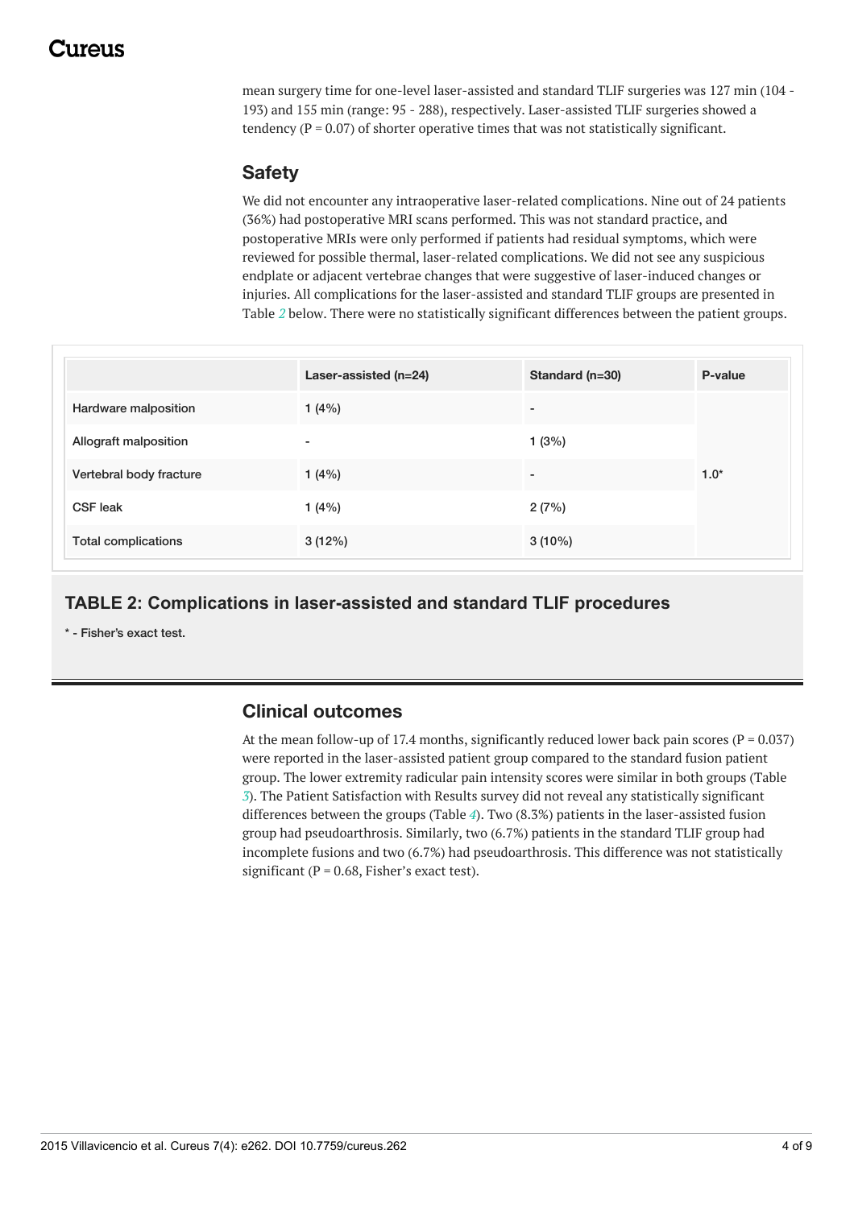mean surgery time for one-level laser-assisted and standard TLIF surgeries was 127 min (104 - 193) and 155 min (range: 95 - 288), respectively. Laser-assisted TLIF surgeries showed a tendency ($P = 0.07$) of shorter operative times that was not statistically significant.

## Safety

We did not encounter any intraoperative laser-related complications. Nine out of 24 patients (36%) had postoperative MRI scans performed. This was not standard practice, and postoperative MRIs were only performed if patients had residual symptoms, which were reviewed for possible thermal, laser-related complications. We did not see any suspicious endplate or adjacent vertebrae changes that were suggestive of laser-induced changes or injuries. All complications for the laser-assisted and standard TLIF groups are presented in Table 2 below. There were no statistically significant differences between the patient groups.

| | Laser-assisted (n=24) | Standard (n=30) | P-value |
|---|---|---|---|
| Hardware malposition | 1 (4%) | - | 1.0* |
| Allograft malposition | - | 1 (3%) | |
| Vertebral body fracture | 1 (4%) | - | |
| CSF leak | 1 (4%) | 2 (7%) | |
| Total complications | 3 (12%) | 3 (10%) | |

**TABLE 2: Complications in laser-assisted and standard TLIF procedures**

* - Fisher's exact test.

## Clinical outcomes

At the mean follow-up of 17.4 months, significantly reduced lower back pain scores ($P = 0.037$) were reported in the laser-assisted patient group compared to the standard fusion patient group. The lower extremity radicular pain intensity scores were similar in both groups (Table 3). The Patient Satisfaction with Results survey did not reveal any statistically significant differences between the groups (Table 4). Two (8.3%) patients in the laser-assisted fusion group had pseudoarthrosis. Similarly, two (6.7%) patients in the standard TLIF group had incomplete fusions and two (6.7%) had pseudoarthrosis. This difference was not statistically significant ($P = 0.68$, Fisher's exact test).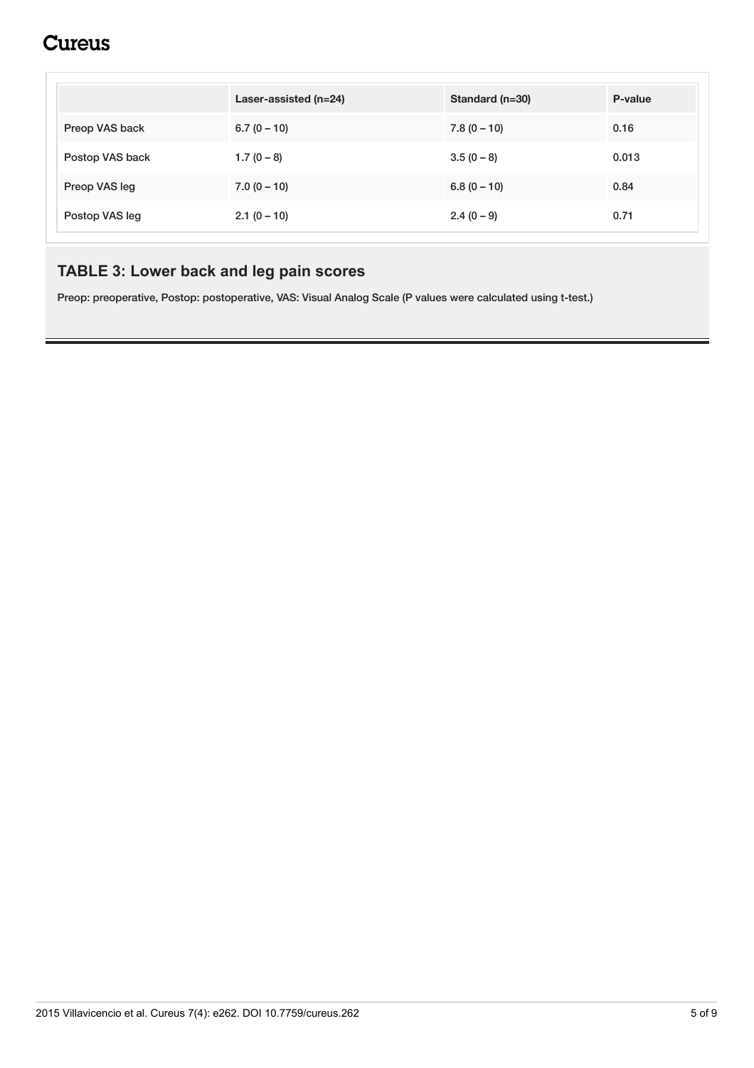| | Laser-assisted (n=24) | Standard (n=30) | P-value |
|---|---|---|---|
| Preop VAS back | 6.7 (0 – 10) | 7.8 (0 – 10) | 0.16 |
| Postop VAS back | 1.7 (0 – 8) | 3.5 (0 – 8) | 0.013 |
| Preop VAS leg | 7.0 (0 – 10) | 6.8 (0 – 10) | 0.84 |
| Postop VAS leg | 2.1 (0 – 10) | 2.4 (0 – 9) | 0.71 |

### TABLE 3: Lower back and leg pain scores

Preop: preoperative, Postop: postoperative, VAS: Visual Analog Scale (P values were calculated using t-test.)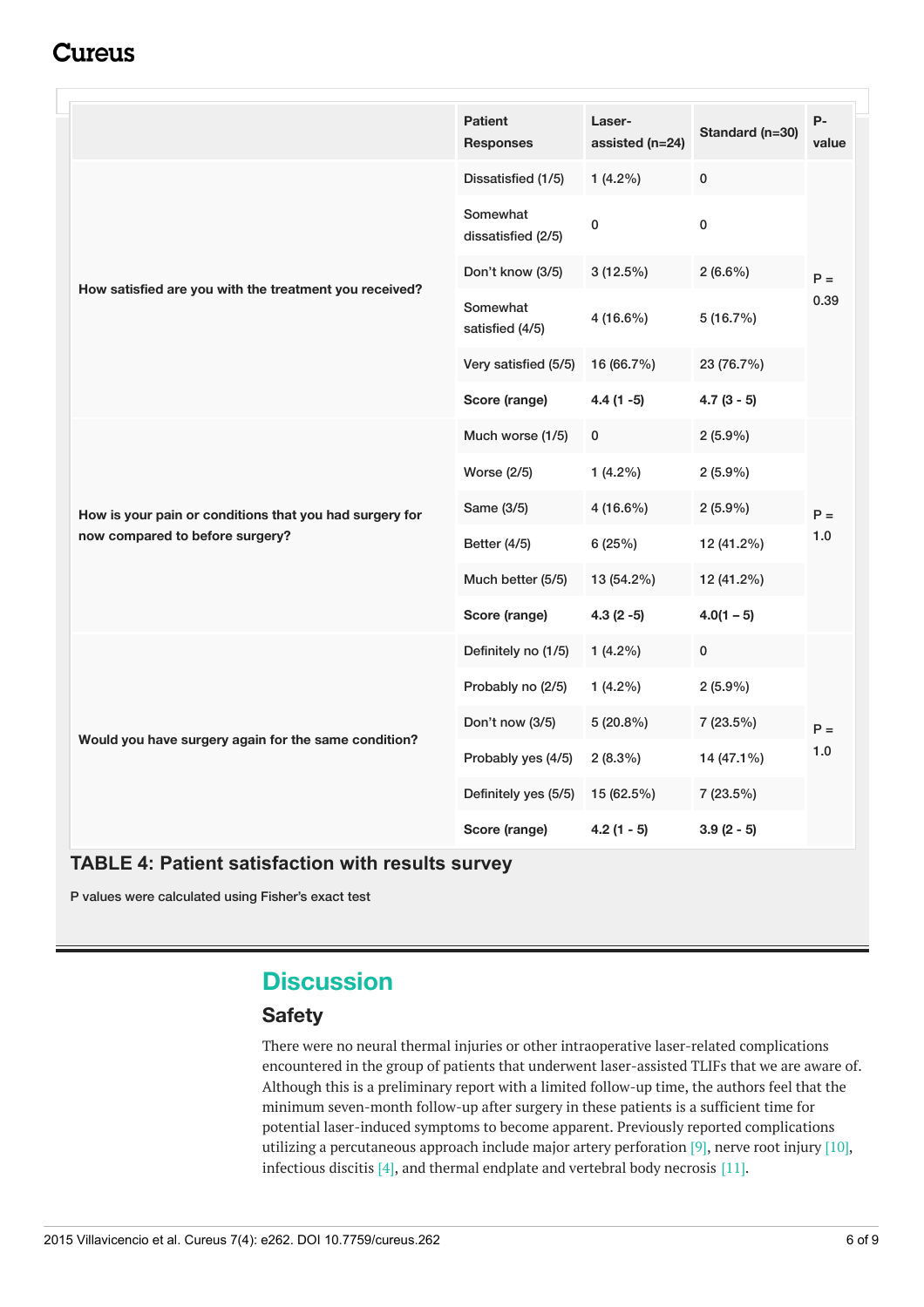| | Patient Responses | Laser-assisted (n=24) | Standard (n=30) | P-value |
|---|---|---|---|---|
| How satisfied are you with the treatment you received? | Dissatisfied (1/5) | 1 (4.2%) | 0 | P = 0.39 |
| | Somewhat dissatisfied (2/5) | 0 | 0 | |
| | Don't know (3/5) | 3 (12.5%) | 2 (6.6%) | |
| | Somewhat satisfied (4/5) | 4 (16.6%) | 5 (16.7%) | |
| | Very satisfied (5/5) | 16 (66.7%) | 23 (76.7%) | |
| | **Score (range)** | **4.4 (1 -5)** | **4.7 (3 - 5)** | |
| How is your pain or conditions that you had surgery for now compared to before surgery? | Much worse (1/5) | 0 | 2 (5.9%) | P = 1.0 |
| | Worse (2/5) | 1 (4.2%) | 2 (5.9%) | |
| | Same (3/5) | 4 (16.6%) | 2 (5.9%) | |
| | Better (4/5) | 6 (25%) | 12 (41.2%) | |
| | Much better (5/5) | 13 (54.2%) | 12 (41.2%) | |
| | **Score (range)** | **4.3 (2 -5)** | **4.0(1 – 5)** | |
| Would you have surgery again for the same condition? | Definitely no (1/5) | 1 (4.2%) | 0 | P = 1.0 |
| | Probably no (2/5) | 1 (4.2%) | 2 (5.9%) | |
| | Don't now (3/5) | 5 (20.8%) | 7 (23.5%) | |
| | Probably yes (4/5) | 2 (8.3%) | 14 (47.1%) | |
| | Definitely yes (5/5) | 15 (62.5%) | 7 (23.5%) | |
| | **Score (range)** | **4.2 (1 - 5)** | **3.9 (2 - 5)** | |

**TABLE 4: Patient satisfaction with results survey**

P values were calculated using Fisher's exact test

# Discussion

## Safety

There were no neural thermal injuries or other intraoperative laser-related complications encountered in the group of patients that underwent laser-assisted TLIFs that we are aware of. Although this is a preliminary report with a limited follow-up time, the authors feel that the minimum seven-month follow-up after surgery in these patients is a sufficient time for potential laser-induced symptoms to become apparent. Previously reported complications utilizing a percutaneous approach include major artery perforation [9], nerve root injury [10], infectious discitis [4], and thermal endplate and vertebral body necrosis [11].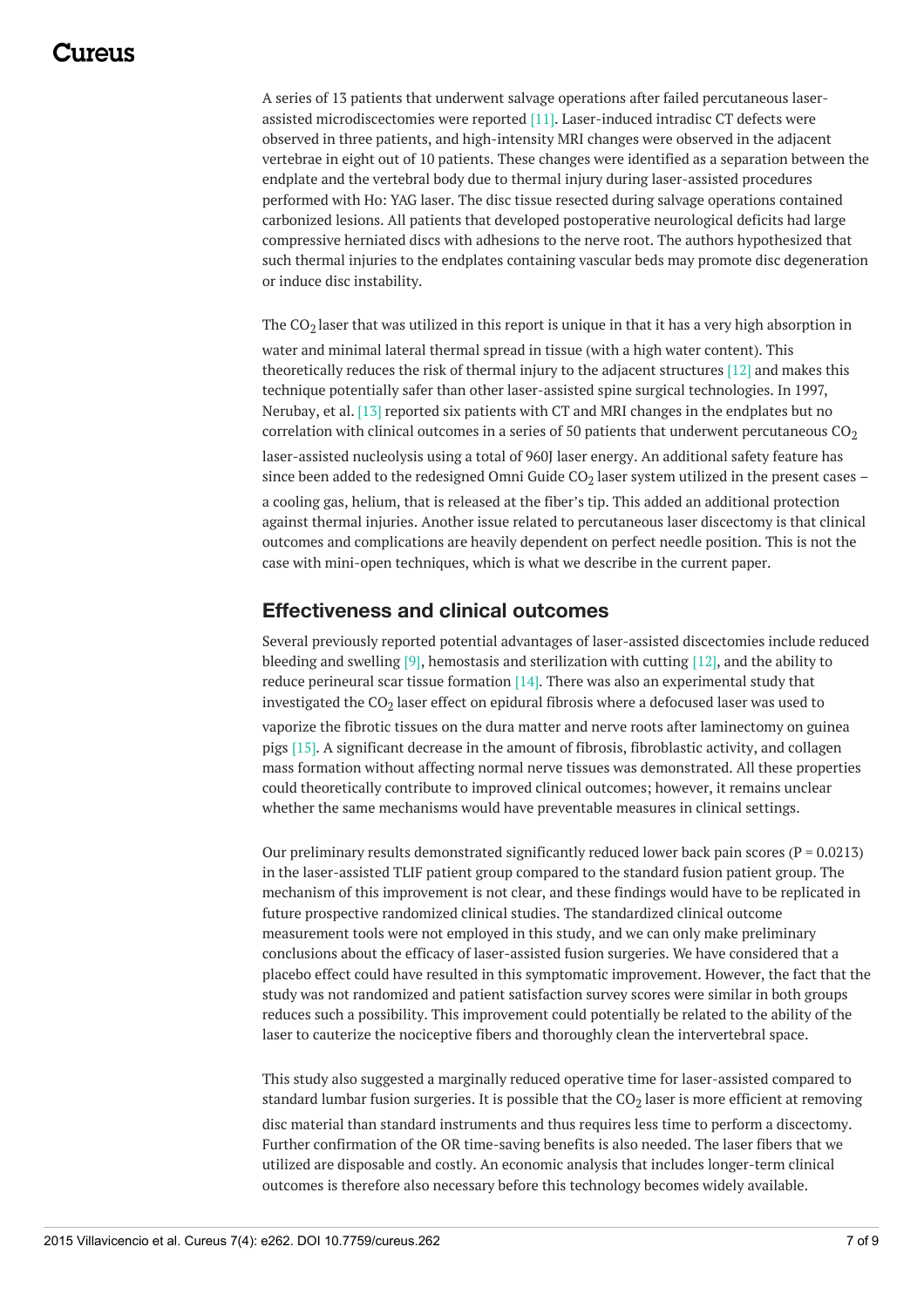A series of 13 patients that underwent salvage operations after failed percutaneous laser-assisted microdiscectomies were reported [11]. Laser-induced intradisc CT defects were observed in three patients, and high-intensity MRI changes were observed in the adjacent vertebrae in eight out of 10 patients. These changes were identified as a separation between the endplate and the vertebral body due to thermal injury during laser-assisted procedures performed with Ho: YAG laser. The disc tissue resected during salvage operations contained carbonized lesions. All patients that developed postoperative neurological deficits had large compressive herniated discs with adhesions to the nerve root. The authors hypothesized that such thermal injuries to the endplates containing vascular beds may promote disc degeneration or induce disc instability.

The $CO_2$ laser that was utilized in this report is unique in that it has a very high absorption in water and minimal lateral thermal spread in tissue (with a high water content). This theoretically reduces the risk of thermal injury to the adjacent structures [12] and makes this technique potentially safer than other laser-assisted spine surgical technologies. In 1997, Nerubay, et al. [13] reported six patients with CT and MRI changes in the endplates but no correlation with clinical outcomes in a series of 50 patients that underwent percutaneous $CO_2$ laser-assisted nucleolysis using a total of 960J laser energy. An additional safety feature has since been added to the redesigned Omni Guide $CO_2$ laser system utilized in the present cases – a cooling gas, helium, that is released at the fiber's tip. This added an additional protection against thermal injuries. Another issue related to percutaneous laser discectomy is that clinical outcomes and complications are heavily dependent on perfect needle position. This is not the case with mini-open techniques, which is what we describe in the current paper.

## Effectiveness and clinical outcomes

Several previously reported potential advantages of laser-assisted discectomies include reduced bleeding and swelling [9], hemostasis and sterilization with cutting [12], and the ability to reduce perineural scar tissue formation [14]. There was also an experimental study that investigated the $CO_2$ laser effect on epidural fibrosis where a defocused laser was used to vaporize the fibrotic tissues on the dura matter and nerve roots after laminectomy on guinea pigs [15]. A significant decrease in the amount of fibrosis, fibroblastic activity, and collagen mass formation without affecting normal nerve tissues was demonstrated. All these properties could theoretically contribute to improved clinical outcomes; however, it remains unclear whether the same mechanisms would have preventable measures in clinical settings.

Our preliminary results demonstrated significantly reduced lower back pain scores ($P = 0.0213$) in the laser-assisted TLIF patient group compared to the standard fusion patient group. The mechanism of this improvement is not clear, and these findings would have to be replicated in future prospective randomized clinical studies. The standardized clinical outcome measurement tools were not employed in this study, and we can only make preliminary conclusions about the efficacy of laser-assisted fusion surgeries. We have considered that a placebo effect could have resulted in this symptomatic improvement. However, the fact that the study was not randomized and patient satisfaction survey scores were similar in both groups reduces such a possibility. This improvement could potentially be related to the ability of the laser to cauterize the nociceptive fibers and thoroughly clean the intervertebral space.

This study also suggested a marginally reduced operative time for laser-assisted compared to standard lumbar fusion surgeries. It is possible that the $CO_2$ laser is more efficient at removing disc material than standard instruments and thus requires less time to perform a discectomy. Further confirmation of the OR time-saving benefits is also needed. The laser fibers that we utilized are disposable and costly. An economic analysis that includes longer-term clinical outcomes is therefore also necessary before this technology becomes widely available.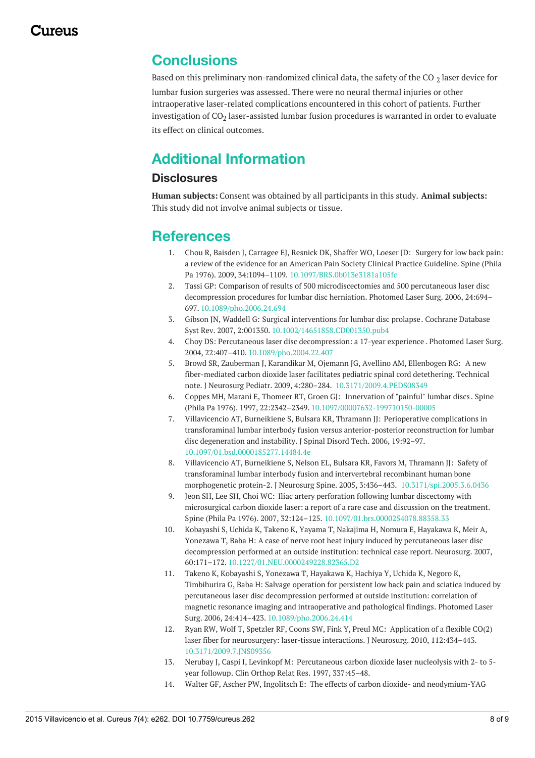## Conclusions

Based on this preliminary non-randomized clinical data, the safety of the $CO_2$ laser device for lumbar fusion surgeries was assessed. There were no neural thermal injuries or other intraoperative laser-related complications encountered in this cohort of patients. Further investigation of $CO_2$ laser-assisted lumbar fusion procedures is warranted in order to evaluate its effect on clinical outcomes.

## Additional Information

### Disclosures

**Human subjects:** Consent was obtained by all participants in this study. **Animal subjects:** This study did not involve animal subjects or tissue.

## References

1. Chou R, Baisden J, Carragee EJ, Resnick DK, Shaffer WO, Loeser JD: Surgery for low back pain: a review of the evidence for an American Pain Society Clinical Practice Guideline. Spine (Phila Pa 1976). 2009, 34:1094–1109. 10.1097/BRS.0b013e3181a105fc
2. Tassi GP: Comparison of results of 500 microdiscectomies and 500 percutaneous laser disc decompression procedures for lumbar disc herniation. Photomed Laser Surg. 2006, 24:694–697. 10.1089/pho.2006.24.694
3. Gibson JN, Waddell G: Surgical interventions for lumbar disc prolapse. Cochrane Database Syst Rev. 2007, 2:001350. 10.1002/14651858.CD001350.pub4
4. Choy DS: Percutaneous laser disc decompression: a 17-year experience. Photomed Laser Surg. 2004, 22:407–410. 10.1089/pho.2004.22.407
5. Browd SR, Zauberman J, Karandikar M, Ojemann JG, Avellino AM, Ellenbogen RG: A new fiber-mediated carbon dioxide laser facilitates pediatric spinal cord detethering. Technical note. J Neurosurg Pediatr. 2009, 4:280–284. 10.3171/2009.4.PEDS08349
6. Coppes MH, Marani E, Thomeer RT, Groen GJ: Innervation of "painful" lumbar discs. Spine (Phila Pa 1976). 1997, 22:2342–2349. 10.1097/00007632-199710150-00005
7. Villavicencio AT, Burneikiene S, Bulsara KR, Thramann JJ: Perioperative complications in transforaminal lumbar interbody fusion versus anterior-posterior reconstruction for lumbar disc degeneration and instability. J Spinal Disord Tech. 2006, 19:92–97. 10.1097/01.bsd.0000185277.14484.4e
8. Villavicencio AT, Burneikiene S, Nelson EL, Bulsara KR, Favors M, Thramann JJ: Safety of transforaminal lumbar interbody fusion and intervertebral recombinant human bone morphogenetic protein-2. J Neurosurg Spine. 2005, 3:436–443. 10.3171/spi.2005.3.6.0436
9. Jeon SH, Lee SH, Choi WC: Iliac artery perforation following lumbar discectomy with microsurgical carbon dioxide laser: a report of a rare case and discussion on the treatment. Spine (Phila Pa 1976). 2007, 32:124–125. 10.1097/01.brs.0000254078.88358.33
10. Kobayashi S, Uchida K, Takeno K, Yayama T, Nakajima H, Nomura E, Hayakawa K, Meir A, Yonezawa T, Baba H: A case of nerve root heat injury induced by percutaneous laser disc decompression performed at an outside institution: technical case report. Neurosurg. 2007, 60:171–172. 10.1227/01.NEU.0000249228.82365.D2
11. Takeno K, Kobayashi S, Yonezawa T, Hayakawa K, Hachiya Y, Uchida K, Negoro K, Timbihurira G, Baba H: Salvage operation for persistent low back pain and sciatica induced by percutaneous laser disc decompression performed at outside institution: correlation of magnetic resonance imaging and intraoperative and pathological findings. Photomed Laser Surg. 2006, 24:414–423. 10.1089/pho.2006.24.414
12. Ryan RW, Wolf T, Spetzler RF, Coons SW, Fink Y, Preul MC: Application of a flexible CO(2) laser fiber for neurosurgery: laser-tissue interactions. J Neurosurg. 2010, 112:434–443. 10.3171/2009.7.JNS09356
13. Nerubay J, Caspi I, Levinkopf M: Percutaneous carbon dioxide laser nucleolysis with 2- to 5-year followup. Clin Orthop Relat Res. 1997, 337:45–48.
14. Walter GF, Ascher PW, Ingolitsch E: The effects of carbon dioxide- and neodymium-YAG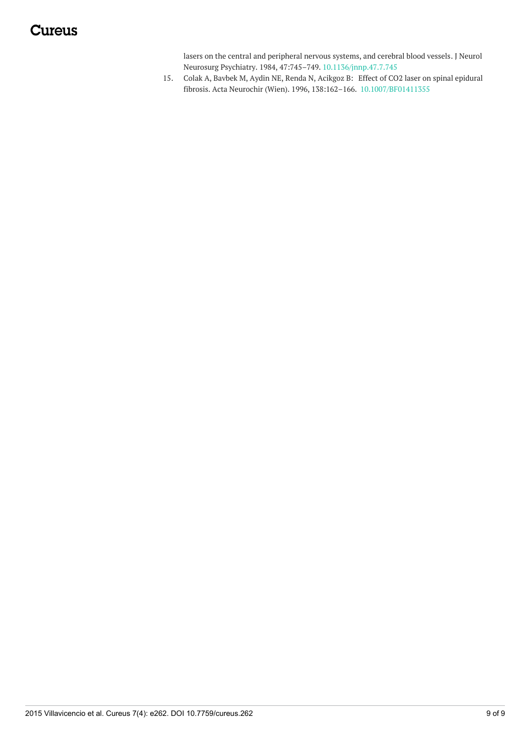lasers on the central and peripheral nervous systems, and cerebral blood vessels. J Neurol Neurosurg Psychiatry. 1984, 47:745–749. 10.1136/jnnp.47.7.745

15. Colak A, Bavbek M, Aydin NE, Renda N, Acikgoz B: Effect of $CO_2$ laser on spinal epidural fibrosis. Acta Neurochir (Wien). 1996, 138:162–166. 10.1007/BF01411355